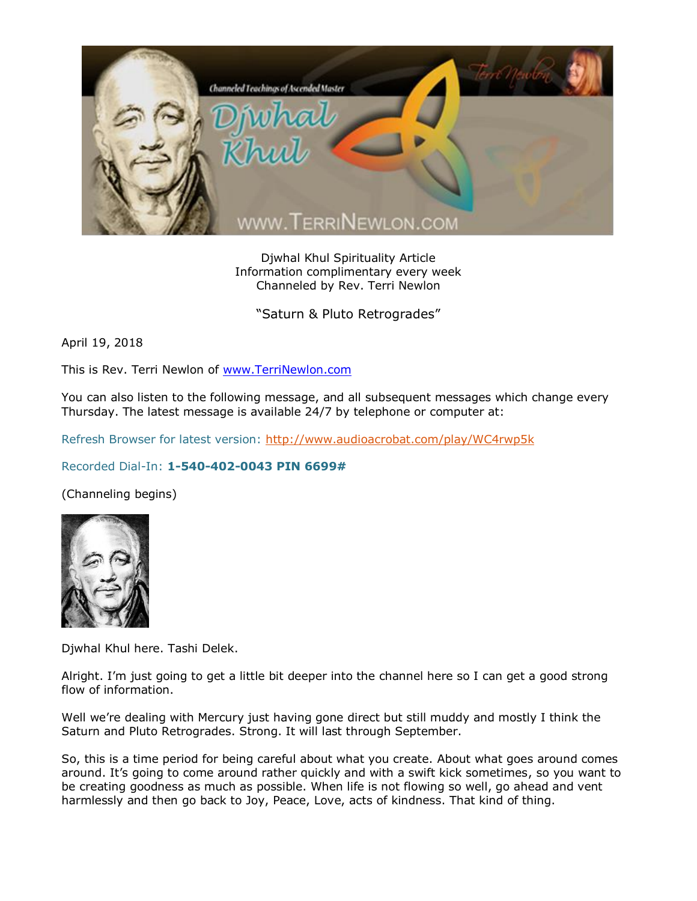Djwhal Khul Spirituality Article
Information complimentary every week
Channeled by Rev. Terri Newlon

"Saturn & Pluto Retrogrades"

April 19, 2018

This is Rev. Terri Newlon of www.TerriNewlon.com

You can also listen to the following message, and all subsequent messages which change every Thursday. The latest message is available 24/7 by telephone or computer at:

Refresh Browser for latest version: http://www.audioacrobat.com/play/WC4rwp5k

Recorded Dial-In: **1-540-402-0043 PIN 6699#**

(Channeling begins)

Djwhal Khul here. Tashi Delek.

Alright. I'm just going to get a little bit deeper into the channel here so I can get a good strong flow of information.

Well we're dealing with Mercury just having gone direct but still muddy and mostly I think the Saturn and Pluto Retrogrades. Strong. It will last through September.

So, this is a time period for being careful about what you create. About what goes around comes around. It's going to come around rather quickly and with a swift kick sometimes, so you want to be creating goodness as much as possible. When life is not flowing so well, go ahead and vent harmlessly and then go back to Joy, Peace, Love, acts of kindness. That kind of thing.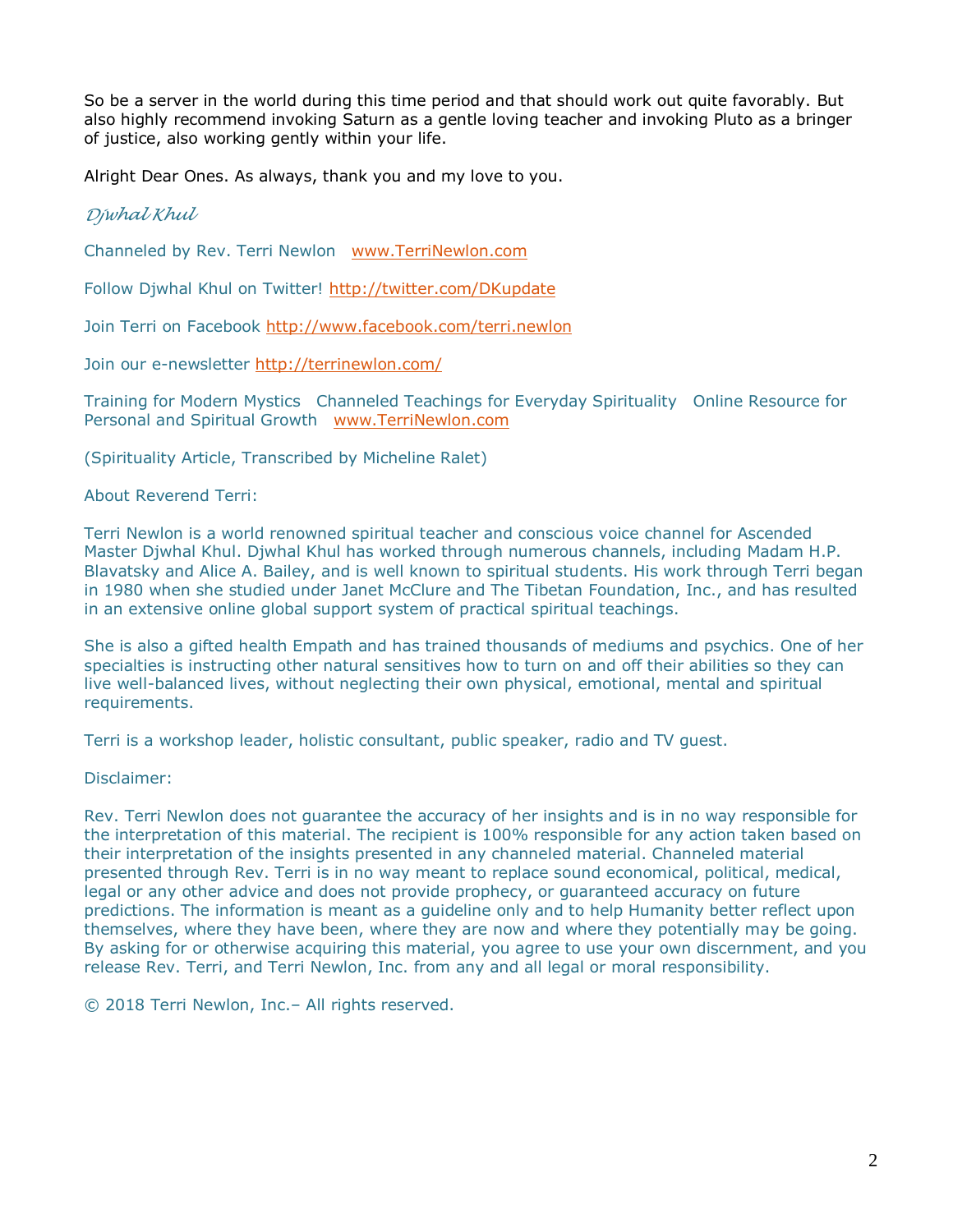So be a server in the world during this time period and that should work out quite favorably. But also highly recommend invoking Saturn as a gentle loving teacher and invoking Pluto as a bringer of justice, also working gently within your life.

Alright Dear Ones. As always, thank you and my love to you.

*Djwhal Khul*

Channeled by Rev. Terri Newlon   www.TerriNewlon.com

Follow Djwhal Khul on Twitter! http://twitter.com/DKupdate

Join Terri on Facebook http://www.facebook.com/terri.newlon

Join our e-newsletter http://terrinewlon.com/

Training for Modern Mystics   Channeled Teachings for Everyday Spirituality   Online Resource for Personal and Spiritual Growth   www.TerriNewlon.com

(Spirituality Article, Transcribed by Micheline Ralet)

About Reverend Terri:

Terri Newlon is a world renowned spiritual teacher and conscious voice channel for Ascended Master Djwhal Khul. Djwhal Khul has worked through numerous channels, including Madam H.P. Blavatsky and Alice A. Bailey, and is well known to spiritual students. His work through Terri began in 1980 when she studied under Janet McClure and The Tibetan Foundation, Inc., and has resulted in an extensive online global support system of practical spiritual teachings.

She is also a gifted health Empath and has trained thousands of mediums and psychics. One of her specialties is instructing other natural sensitives how to turn on and off their abilities so they can live well-balanced lives, without neglecting their own physical, emotional, mental and spiritual requirements.

Terri is a workshop leader, holistic consultant, public speaker, radio and TV guest.

Disclaimer:

Rev. Terri Newlon does not guarantee the accuracy of her insights and is in no way responsible for the interpretation of this material. The recipient is 100% responsible for any action taken based on their interpretation of the insights presented in any channeled material. Channeled material presented through Rev. Terri is in no way meant to replace sound economical, political, medical, legal or any other advice and does not provide prophecy, or guaranteed accuracy on future predictions. The information is meant as a guideline only and to help Humanity better reflect upon themselves, where they have been, where they are now and where they potentially may be going. By asking for or otherwise acquiring this material, you agree to use your own discernment, and you release Rev. Terri, and Terri Newlon, Inc. from any and all legal or moral responsibility.

© 2018 Terri Newlon, Inc.– All rights reserved.